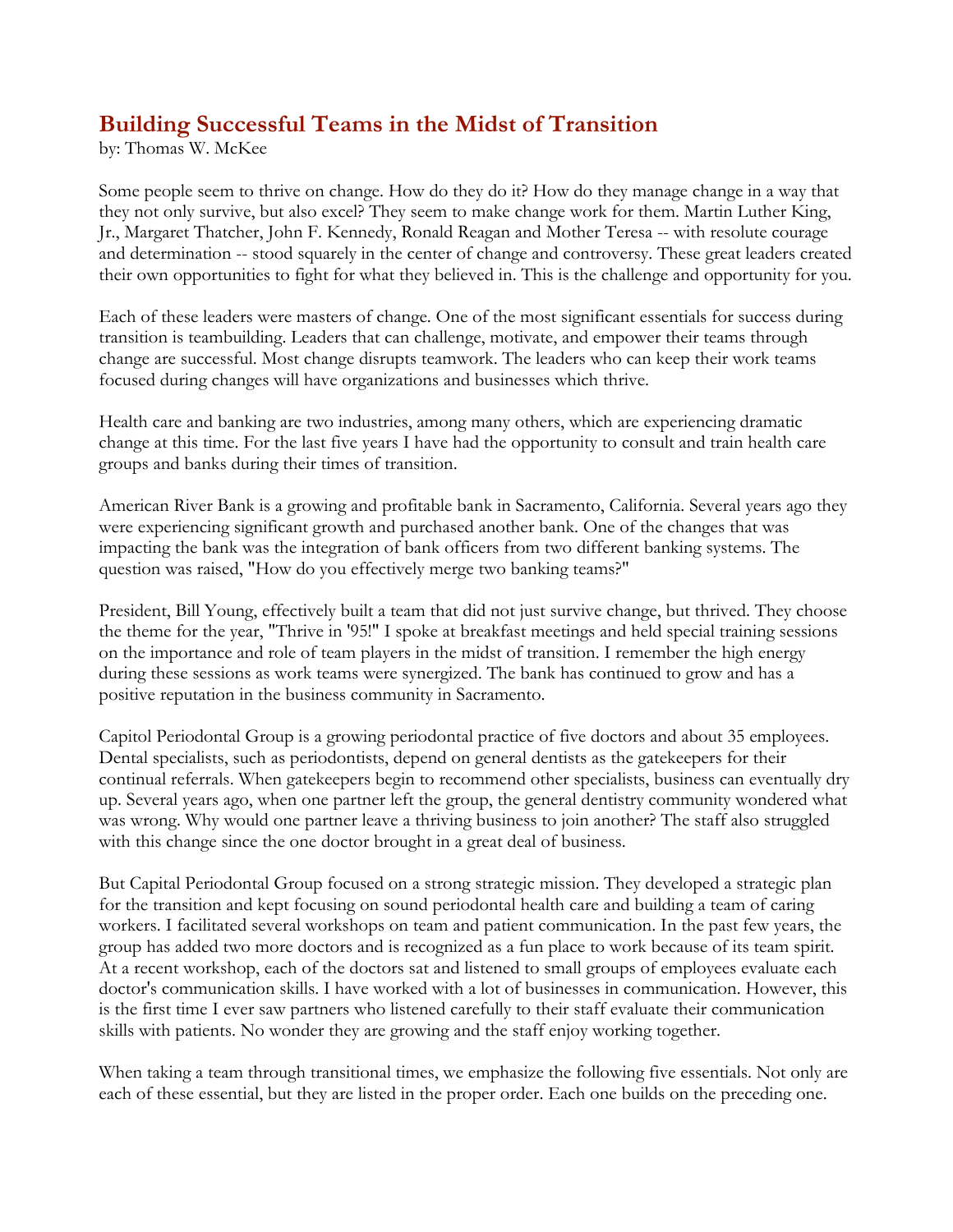# Building Successful Teams in the Midst of Transition

by: Thomas W. McKee

Some people seem to thrive on change. How do they do it? How do they manage change in a way that they not only survive, but also excel? They seem to make change work for them. Martin Luther King, Jr., Margaret Thatcher, John F. Kennedy, Ronald Reagan and Mother Teresa -- with resolute courage and determination -- stood squarely in the center of change and controversy. These great leaders created their own opportunities to fight for what they believed in. This is the challenge and opportunity for you.

Each of these leaders were masters of change. One of the most significant essentials for success during transition is teambuilding. Leaders that can challenge, motivate, and empower their teams through change are successful. Most change disrupts teamwork. The leaders who can keep their work teams focused during changes will have organizations and businesses which thrive.

Health care and banking are two industries, among many others, which are experiencing dramatic change at this time. For the last five years I have had the opportunity to consult and train health care groups and banks during their times of transition.

American River Bank is a growing and profitable bank in Sacramento, California. Several years ago they were experiencing significant growth and purchased another bank. One of the changes that was impacting the bank was the integration of bank officers from two different banking systems. The question was raised, "How do you effectively merge two banking teams?"

President, Bill Young, effectively built a team that did not just survive change, but thrived. They choose the theme for the year, "Thrive in '95!" I spoke at breakfast meetings and held special training sessions on the importance and role of team players in the midst of transition. I remember the high energy during these sessions as work teams were synergized. The bank has continued to grow and has a positive reputation in the business community in Sacramento.

Capitol Periodontal Group is a growing periodontal practice of five doctors and about 35 employees. Dental specialists, such as periodontists, depend on general dentists as the gatekeepers for their continual referrals. When gatekeepers begin to recommend other specialists, business can eventually dry up. Several years ago, when one partner left the group, the general dentistry community wondered what was wrong. Why would one partner leave a thriving business to join another? The staff also struggled with this change since the one doctor brought in a great deal of business.

But Capital Periodontal Group focused on a strong strategic mission. They developed a strategic plan for the transition and kept focusing on sound periodontal health care and building a team of caring workers. I facilitated several workshops on team and patient communication. In the past few years, the group has added two more doctors and is recognized as a fun place to work because of its team spirit. At a recent workshop, each of the doctors sat and listened to small groups of employees evaluate each doctor's communication skills. I have worked with a lot of businesses in communication. However, this is the first time I ever saw partners who listened carefully to their staff evaluate their communication skills with patients. No wonder they are growing and the staff enjoy working together.

When taking a team through transitional times, we emphasize the following five essentials. Not only are each of these essential, but they are listed in the proper order. Each one builds on the preceding one.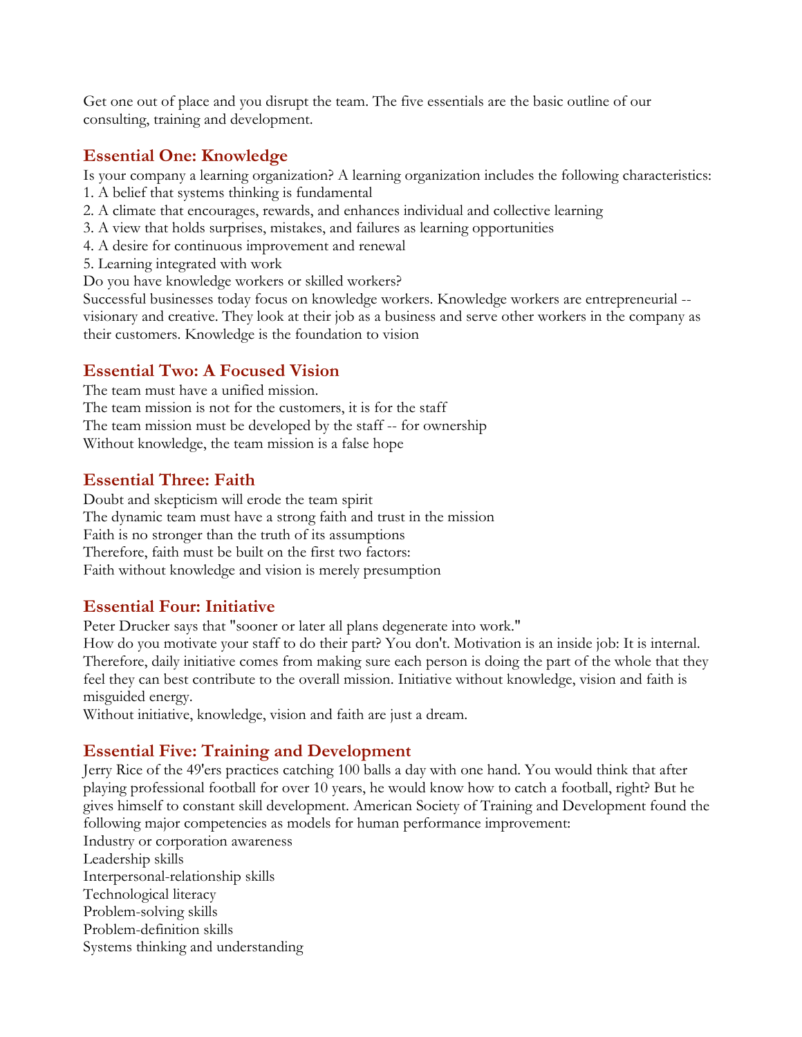Get one out of place and you disrupt the team. The five essentials are the basic outline of our consulting, training and development.

## Essential One: Knowledge

Is your company a learning organization? A learning organization includes the following characteristics:

1. A belief that systems thinking is fundamental
2. A climate that encourages, rewards, and enhances individual and collective learning
3. A view that holds surprises, mistakes, and failures as learning opportunities
4. A desire for continuous improvement and renewal
5. Learning integrated with work

Do you have knowledge workers or skilled workers?

Successful businesses today focus on knowledge workers. Knowledge workers are entrepreneurial -- visionary and creative. They look at their job as a business and serve other workers in the company as their customers. Knowledge is the foundation to vision

## Essential Two: A Focused Vision

The team must have a unified mission.

The team mission is not for the customers, it is for the staff

The team mission must be developed by the staff -- for ownership

Without knowledge, the team mission is a false hope

## Essential Three: Faith

Doubt and skepticism will erode the team spirit

The dynamic team must have a strong faith and trust in the mission

Faith is no stronger than the truth of its assumptions

Therefore, faith must be built on the first two factors:

Faith without knowledge and vision is merely presumption

## Essential Four: Initiative

Peter Drucker says that "sooner or later all plans degenerate into work."

How do you motivate your staff to do their part? You don't. Motivation is an inside job: It is internal. Therefore, daily initiative comes from making sure each person is doing the part of the whole that they feel they can best contribute to the overall mission. Initiative without knowledge, vision and faith is misguided energy.

Without initiative, knowledge, vision and faith are just a dream.

## Essential Five: Training and Development

Jerry Rice of the 49'ers practices catching 100 balls a day with one hand. You would think that after playing professional football for over 10 years, he would know how to catch a football, right? But he gives himself to constant skill development. American Society of Training and Development found the following major competencies as models for human performance improvement:

Industry or corporation awareness

Leadership skills

Interpersonal-relationship skills

Technological literacy

Problem-solving skills

Problem-definition skills

Systems thinking and understanding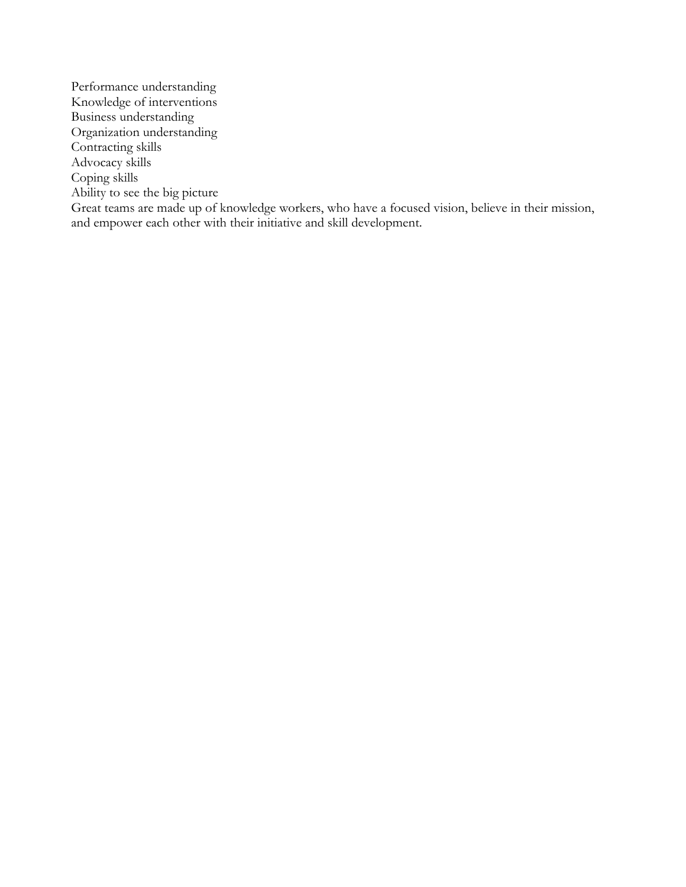Performance understanding
Knowledge of interventions
Business understanding
Organization understanding
Contracting skills
Advocacy skills
Coping skills
Ability to see the big picture
Great teams are made up of knowledge workers, who have a focused vision, believe in their mission, and empower each other with their initiative and skill development.